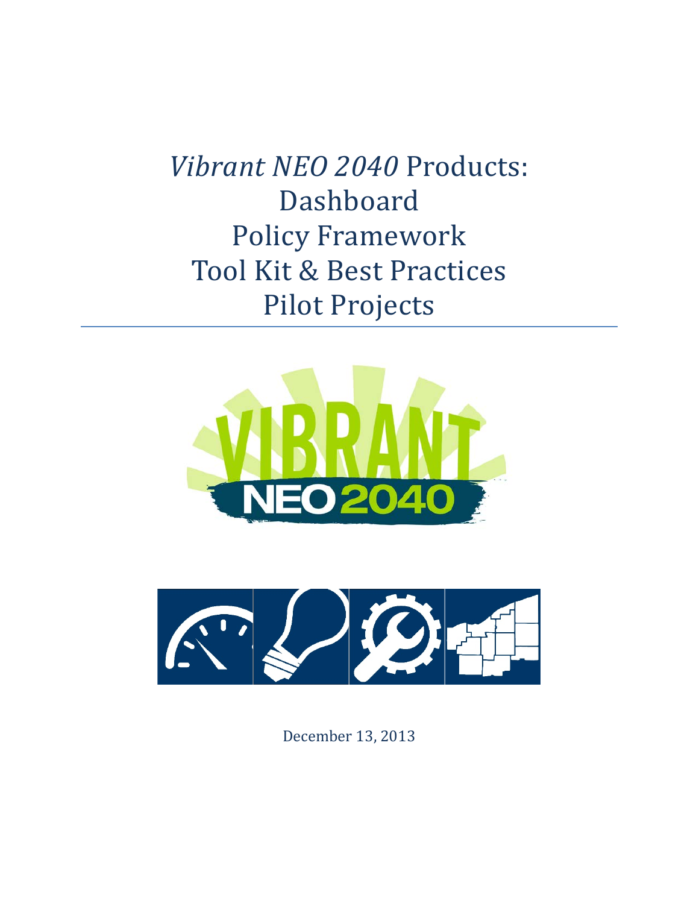# *Vibrant NEO 2040* Products:
# Dashboard
# Policy Framework
# Tool Kit & Best Practices
# Pilot Projects

VIBRANT NEO 2040

December 13, 2013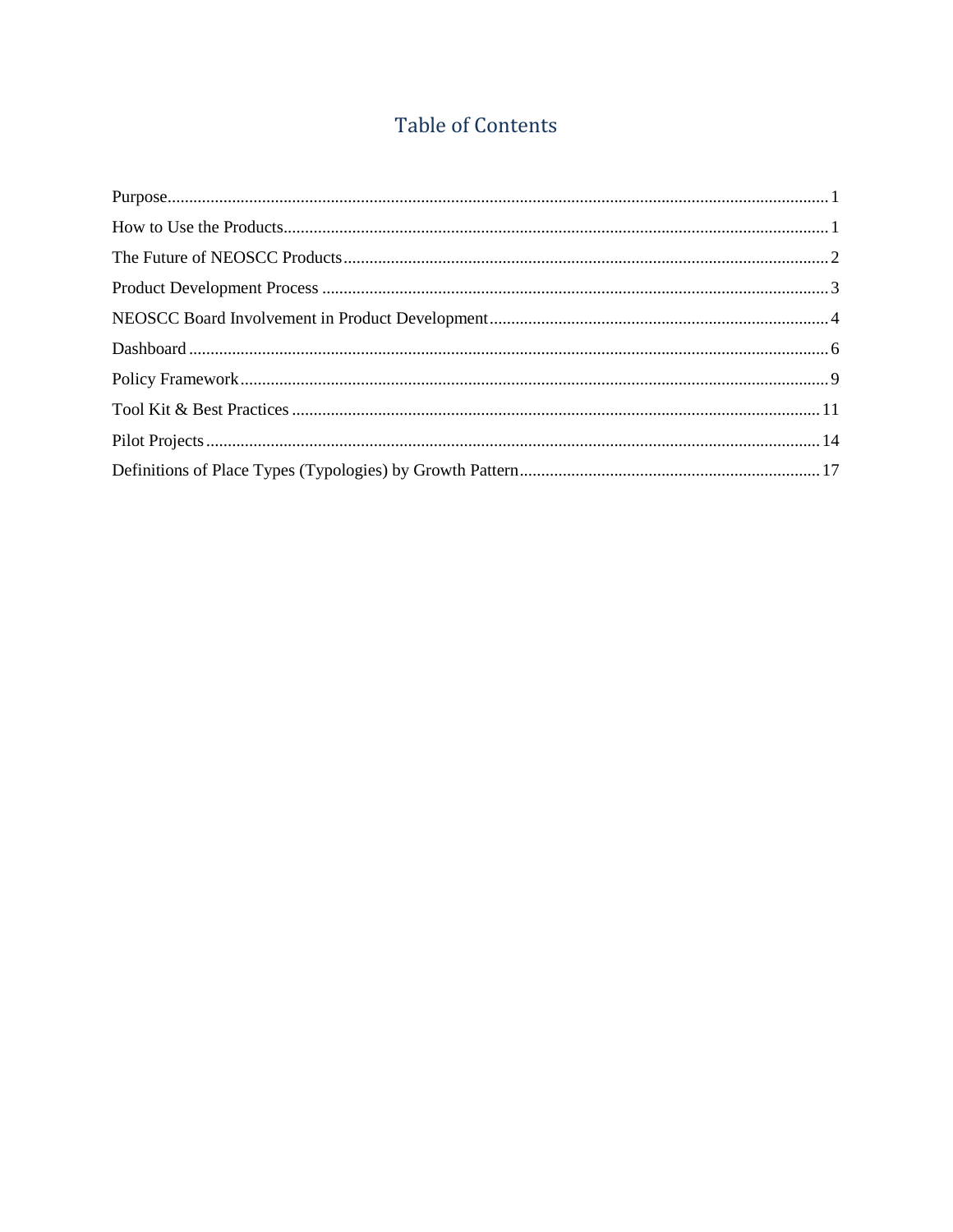# Table of Contents

Purpose........................................................................................................................................ 1

How to Use the Products.............................................................................................................. 1

The Future of NEOSCC Products................................................................................................ 2

Product Development Process ..................................................................................................... 3

NEOSCC Board Involvement in Product Development............................................................... 4

Dashboard .................................................................................................................................... 6

Policy Framework........................................................................................................................ 9

Tool Kit & Best Practices ........................................................................................................... 11

Pilot Projects .............................................................................................................................. 14

Definitions of Place Types (Typologies) by Growth Pattern...................................................... 17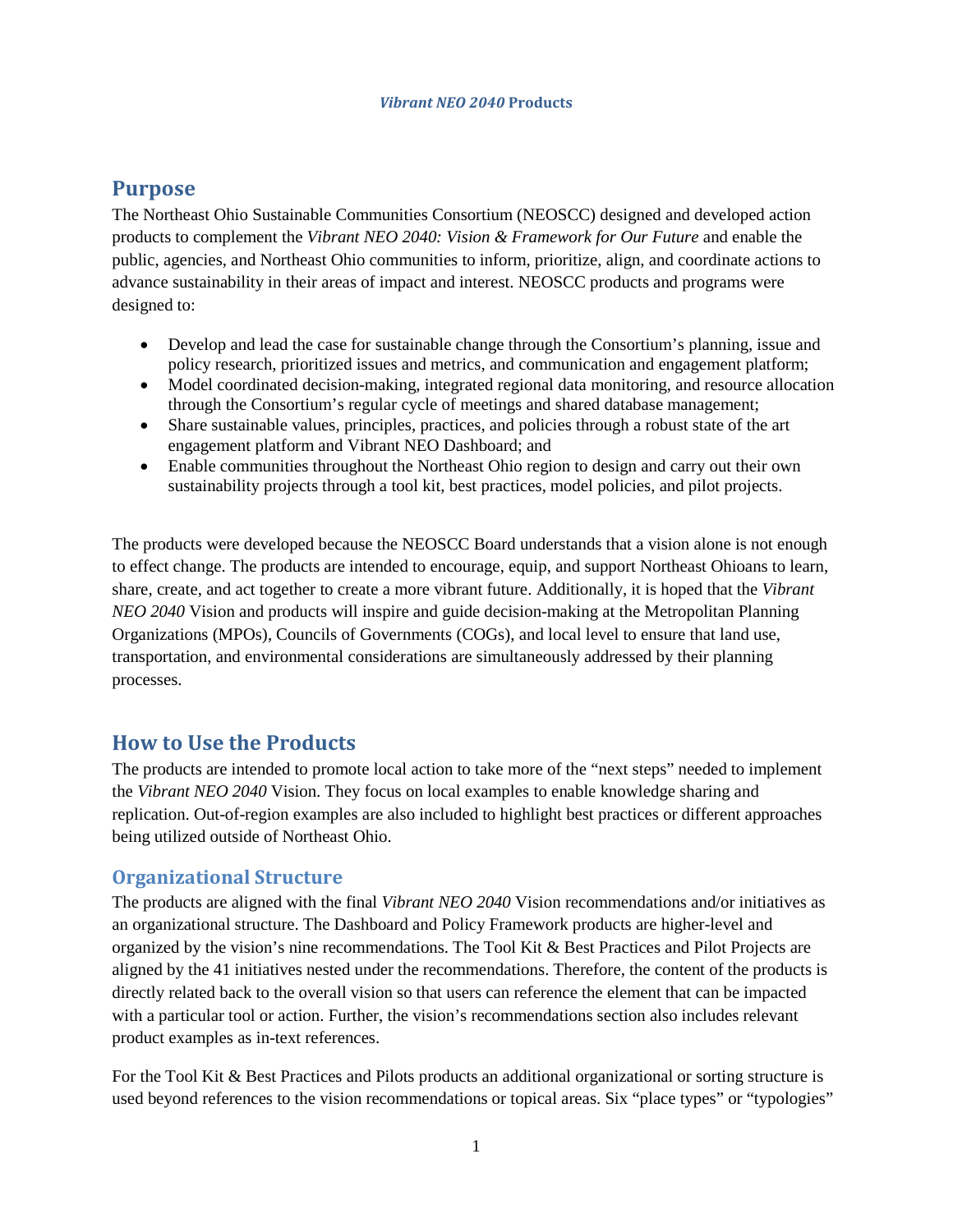## Purpose

The Northeast Ohio Sustainable Communities Consortium (NEOSCC) designed and developed action products to complement the *Vibrant NEO 2040: Vision & Framework for Our Future* and enable the public, agencies, and Northeast Ohio communities to inform, prioritize, align, and coordinate actions to advance sustainability in their areas of impact and interest. NEOSCC products and programs were designed to:

- Develop and lead the case for sustainable change through the Consortium's planning, issue and policy research, prioritized issues and metrics, and communication and engagement platform;
- Model coordinated decision-making, integrated regional data monitoring, and resource allocation through the Consortium's regular cycle of meetings and shared database management;
- Share sustainable values, principles, practices, and policies through a robust state of the art engagement platform and Vibrant NEO Dashboard; and
- Enable communities throughout the Northeast Ohio region to design and carry out their own sustainability projects through a tool kit, best practices, model policies, and pilot projects.

The products were developed because the NEOSCC Board understands that a vision alone is not enough to effect change. The products are intended to encourage, equip, and support Northeast Ohioans to learn, share, create, and act together to create a more vibrant future. Additionally, it is hoped that the *Vibrant NEO 2040* Vision and products will inspire and guide decision-making at the Metropolitan Planning Organizations (MPOs), Councils of Governments (COGs), and local level to ensure that land use, transportation, and environmental considerations are simultaneously addressed by their planning processes.

## How to Use the Products

The products are intended to promote local action to take more of the "next steps" needed to implement the *Vibrant NEO 2040* Vision. They focus on local examples to enable knowledge sharing and replication. Out-of-region examples are also included to highlight best practices or different approaches being utilized outside of Northeast Ohio.

### Organizational Structure

The products are aligned with the final *Vibrant NEO 2040* Vision recommendations and/or initiatives as an organizational structure. The Dashboard and Policy Framework products are higher-level and organized by the vision's nine recommendations. The Tool Kit & Best Practices and Pilot Projects are aligned by the 41 initiatives nested under the recommendations. Therefore, the content of the products is directly related back to the overall vision so that users can reference the element that can be impacted with a particular tool or action. Further, the vision's recommendations section also includes relevant product examples as in-text references.

For the Tool Kit & Best Practices and Pilots products an additional organizational or sorting structure is used beyond references to the vision recommendations or topical areas. Six "place types" or "typologies"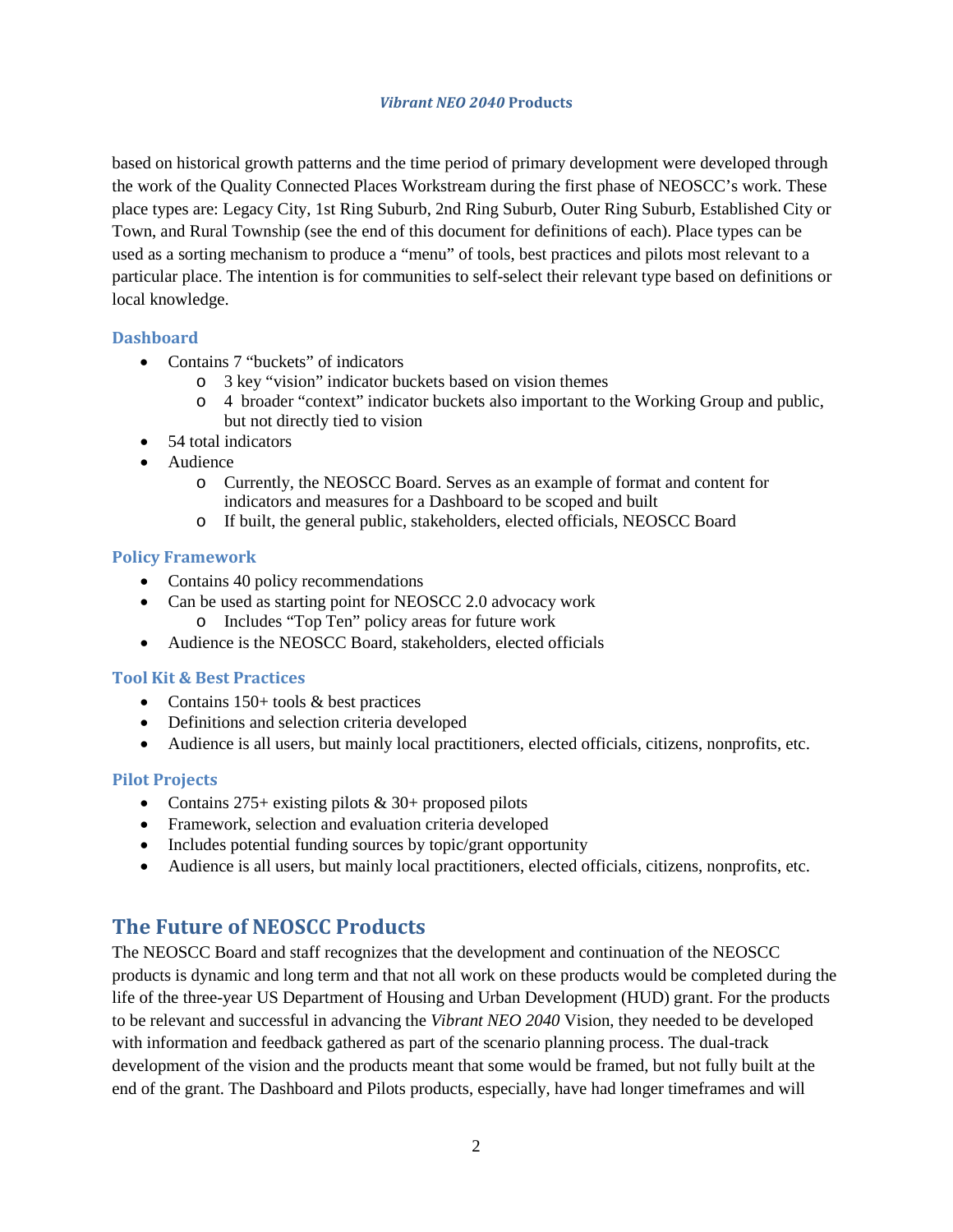based on historical growth patterns and the time period of primary development were developed through the work of the Quality Connected Places Workstream during the first phase of NEOSCC's work. These place types are: Legacy City, 1st Ring Suburb, 2nd Ring Suburb, Outer Ring Suburb, Established City or Town, and Rural Township (see the end of this document for definitions of each). Place types can be used as a sorting mechanism to produce a "menu" of tools, best practices and pilots most relevant to a particular place. The intention is for communities to self-select their relevant type based on definitions or local knowledge.

### Dashboard

- Contains 7 "buckets" of indicators
  - 3 key "vision" indicator buckets based on vision themes
  - 4 broader "context" indicator buckets also important to the Working Group and public, but not directly tied to vision
- 54 total indicators
- Audience
  - Currently, the NEOSCC Board. Serves as an example of format and content for indicators and measures for a Dashboard to be scoped and built
  - If built, the general public, stakeholders, elected officials, NEOSCC Board

### Policy Framework

- Contains 40 policy recommendations
- Can be used as starting point for NEOSCC 2.0 advocacy work
  - Includes "Top Ten" policy areas for future work
- Audience is the NEOSCC Board, stakeholders, elected officials

### Tool Kit & Best Practices

- Contains 150+ tools & best practices
- Definitions and selection criteria developed
- Audience is all users, but mainly local practitioners, elected officials, citizens, nonprofits, etc.

### Pilot Projects

- Contains 275+ existing pilots & 30+ proposed pilots
- Framework, selection and evaluation criteria developed
- Includes potential funding sources by topic/grant opportunity
- Audience is all users, but mainly local practitioners, elected officials, citizens, nonprofits, etc.

## The Future of NEOSCC Products

The NEOSCC Board and staff recognizes that the development and continuation of the NEOSCC products is dynamic and long term and that not all work on these products would be completed during the life of the three-year US Department of Housing and Urban Development (HUD) grant. For the products to be relevant and successful in advancing the *Vibrant NEO 2040* Vision, they needed to be developed with information and feedback gathered as part of the scenario planning process. The dual-track development of the vision and the products meant that some would be framed, but not fully built at the end of the grant. The Dashboard and Pilots products, especially, have had longer timeframes and will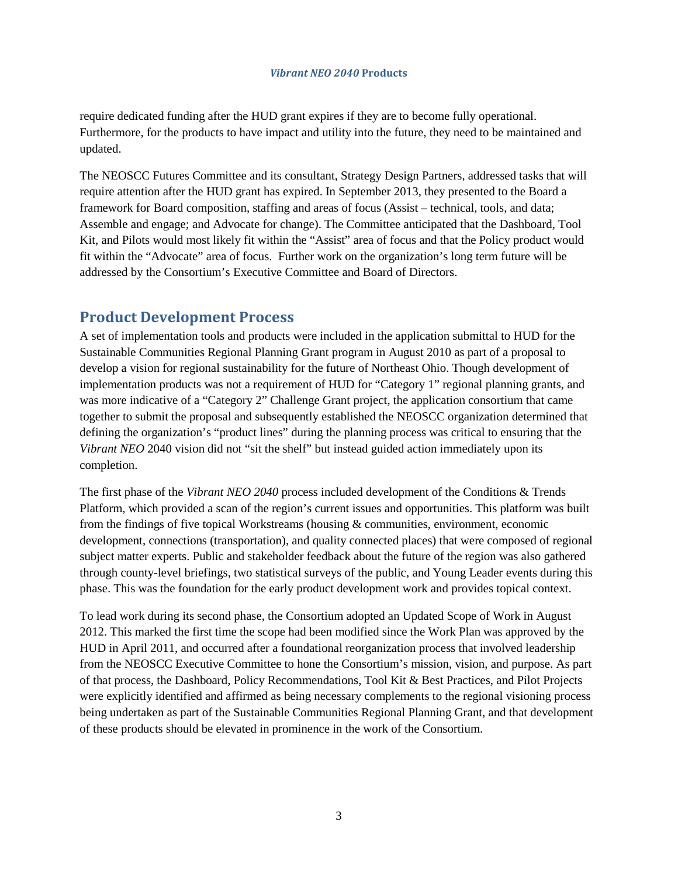require dedicated funding after the HUD grant expires if they are to become fully operational. Furthermore, for the products to have impact and utility into the future, they need to be maintained and updated.

The NEOSCC Futures Committee and its consultant, Strategy Design Partners, addressed tasks that will require attention after the HUD grant has expired. In September 2013, they presented to the Board a framework for Board composition, staffing and areas of focus (Assist – technical, tools, and data; Assemble and engage; and Advocate for change). The Committee anticipated that the Dashboard, Tool Kit, and Pilots would most likely fit within the "Assist" area of focus and that the Policy product would fit within the "Advocate" area of focus. Further work on the organization's long term future will be addressed by the Consortium's Executive Committee and Board of Directors.

## Product Development Process

A set of implementation tools and products were included in the application submittal to HUD for the Sustainable Communities Regional Planning Grant program in August 2010 as part of a proposal to develop a vision for regional sustainability for the future of Northeast Ohio. Though development of implementation products was not a requirement of HUD for "Category 1" regional planning grants, and was more indicative of a "Category 2" Challenge Grant project, the application consortium that came together to submit the proposal and subsequently established the NEOSCC organization determined that defining the organization's "product lines" during the planning process was critical to ensuring that the *Vibrant NEO* 2040 vision did not "sit the shelf" but instead guided action immediately upon its completion.

The first phase of the *Vibrant NEO 2040* process included development of the Conditions & Trends Platform, which provided a scan of the region's current issues and opportunities. This platform was built from the findings of five topical Workstreams (housing & communities, environment, economic development, connections (transportation), and quality connected places) that were composed of regional subject matter experts. Public and stakeholder feedback about the future of the region was also gathered through county-level briefings, two statistical surveys of the public, and Young Leader events during this phase. This was the foundation for the early product development work and provides topical context.

To lead work during its second phase, the Consortium adopted an Updated Scope of Work in August 2012. This marked the first time the scope had been modified since the Work Plan was approved by the HUD in April 2011, and occurred after a foundational reorganization process that involved leadership from the NEOSCC Executive Committee to hone the Consortium's mission, vision, and purpose. As part of that process, the Dashboard, Policy Recommendations, Tool Kit & Best Practices, and Pilot Projects were explicitly identified and affirmed as being necessary complements to the regional visioning process being undertaken as part of the Sustainable Communities Regional Planning Grant, and that development of these products should be elevated in prominence in the work of the Consortium.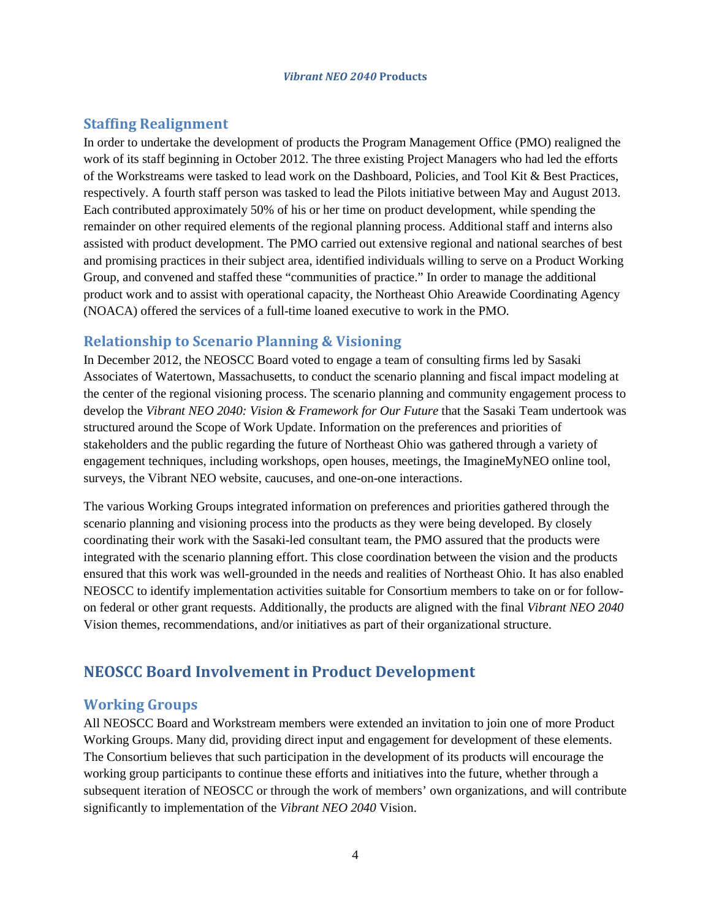## Staffing Realignment

In order to undertake the development of products the Program Management Office (PMO) realigned the work of its staff beginning in October 2012. The three existing Project Managers who had led the efforts of the Workstreams were tasked to lead work on the Dashboard, Policies, and Tool Kit & Best Practices, respectively. A fourth staff person was tasked to lead the Pilots initiative between May and August 2013. Each contributed approximately 50% of his or her time on product development, while spending the remainder on other required elements of the regional planning process. Additional staff and interns also assisted with product development. The PMO carried out extensive regional and national searches of best and promising practices in their subject area, identified individuals willing to serve on a Product Working Group, and convened and staffed these "communities of practice." In order to manage the additional product work and to assist with operational capacity, the Northeast Ohio Areawide Coordinating Agency (NOACA) offered the services of a full-time loaned executive to work in the PMO.

## Relationship to Scenario Planning & Visioning

In December 2012, the NEOSCC Board voted to engage a team of consulting firms led by Sasaki Associates of Watertown, Massachusetts, to conduct the scenario planning and fiscal impact modeling at the center of the regional visioning process. The scenario planning and community engagement process to develop the *Vibrant NEO 2040: Vision & Framework for Our Future* that the Sasaki Team undertook was structured around the Scope of Work Update. Information on the preferences and priorities of stakeholders and the public regarding the future of Northeast Ohio was gathered through a variety of engagement techniques, including workshops, open houses, meetings, the ImagineMyNEO online tool, surveys, the Vibrant NEO website, caucuses, and one-on-one interactions.

The various Working Groups integrated information on preferences and priorities gathered through the scenario planning and visioning process into the products as they were being developed. By closely coordinating their work with the Sasaki-led consultant team, the PMO assured that the products were integrated with the scenario planning effort. This close coordination between the vision and the products ensured that this work was well-grounded in the needs and realities of Northeast Ohio. It has also enabled NEOSCC to identify implementation activities suitable for Consortium members to take on or for follow-on federal or other grant requests. Additionally, the products are aligned with the final *Vibrant NEO 2040* Vision themes, recommendations, and/or initiatives as part of their organizational structure.

# NEOSCC Board Involvement in Product Development

## Working Groups

All NEOSCC Board and Workstream members were extended an invitation to join one of more Product Working Groups. Many did, providing direct input and engagement for development of these elements. The Consortium believes that such participation in the development of its products will encourage the working group participants to continue these efforts and initiatives into the future, whether through a subsequent iteration of NEOSCC or through the work of members' own organizations, and will contribute significantly to implementation of the *Vibrant NEO 2040* Vision.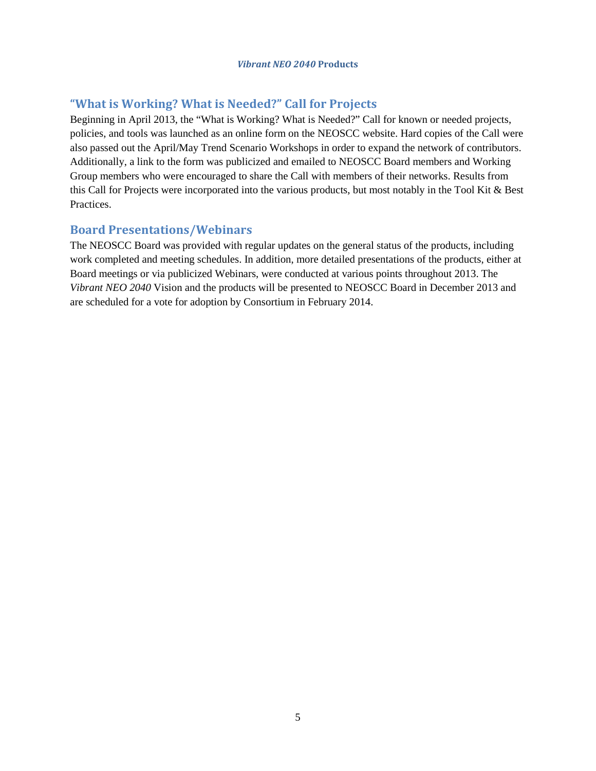## "What is Working? What is Needed?" Call for Projects

Beginning in April 2013, the "What is Working? What is Needed?" Call for known or needed projects, policies, and tools was launched as an online form on the NEOSCC website. Hard copies of the Call were also passed out the April/May Trend Scenario Workshops in order to expand the network of contributors. Additionally, a link to the form was publicized and emailed to NEOSCC Board members and Working Group members who were encouraged to share the Call with members of their networks. Results from this Call for Projects were incorporated into the various products, but most notably in the Tool Kit & Best Practices.

## Board Presentations/Webinars

The NEOSCC Board was provided with regular updates on the general status of the products, including work completed and meeting schedules. In addition, more detailed presentations of the products, either at Board meetings or via publicized Webinars, were conducted at various points throughout 2013. The *Vibrant NEO 2040* Vision and the products will be presented to NEOSCC Board in December 2013 and are scheduled for a vote for adoption by Consortium in February 2014.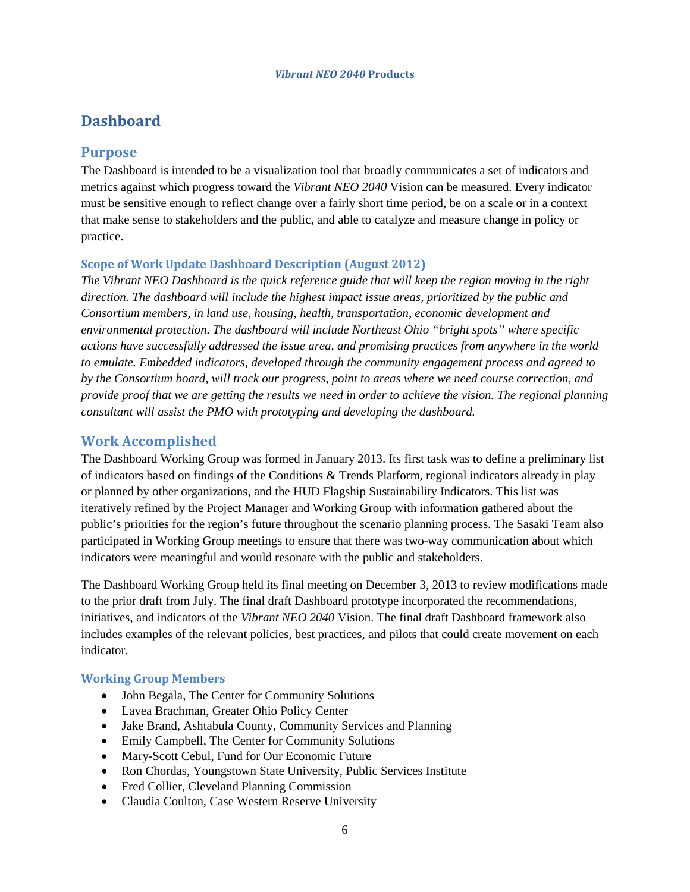# Dashboard

## Purpose

The Dashboard is intended to be a visualization tool that broadly communicates a set of indicators and metrics against which progress toward the *Vibrant NEO 2040* Vision can be measured. Every indicator must be sensitive enough to reflect change over a fairly short time period, be on a scale or in a context that make sense to stakeholders and the public, and able to catalyze and measure change in policy or practice.

### Scope of Work Update Dashboard Description (August 2012)

*The Vibrant NEO Dashboard is the quick reference guide that will keep the region moving in the right direction. The dashboard will include the highest impact issue areas, prioritized by the public and Consortium members, in land use, housing, health, transportation, economic development and environmental protection. The dashboard will include Northeast Ohio "bright spots" where specific actions have successfully addressed the issue area, and promising practices from anywhere in the world to emulate. Embedded indicators, developed through the community engagement process and agreed to by the Consortium board, will track our progress, point to areas where we need course correction, and provide proof that we are getting the results we need in order to achieve the vision. The regional planning consultant will assist the PMO with prototyping and developing the dashboard.*

## Work Accomplished

The Dashboard Working Group was formed in January 2013. Its first task was to define a preliminary list of indicators based on findings of the Conditions & Trends Platform, regional indicators already in play or planned by other organizations, and the HUD Flagship Sustainability Indicators. This list was iteratively refined by the Project Manager and Working Group with information gathered about the public's priorities for the region's future throughout the scenario planning process. The Sasaki Team also participated in Working Group meetings to ensure that there was two-way communication about which indicators were meaningful and would resonate with the public and stakeholders.

The Dashboard Working Group held its final meeting on December 3, 2013 to review modifications made to the prior draft from July. The final draft Dashboard prototype incorporated the recommendations, initiatives, and indicators of the *Vibrant NEO 2040* Vision. The final draft Dashboard framework also includes examples of the relevant policies, best practices, and pilots that could create movement on each indicator.

### Working Group Members

- John Begala, The Center for Community Solutions
- Lavea Brachman, Greater Ohio Policy Center
- Jake Brand, Ashtabula County, Community Services and Planning
- Emily Campbell, The Center for Community Solutions
- Mary-Scott Cebul, Fund for Our Economic Future
- Ron Chordas, Youngstown State University, Public Services Institute
- Fred Collier, Cleveland Planning Commission
- Claudia Coulton, Case Western Reserve University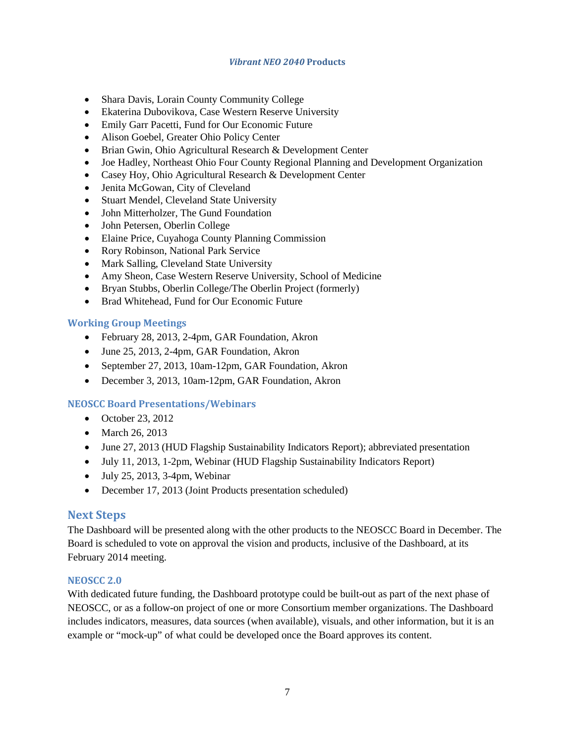- Shara Davis, Lorain County Community College
- Ekaterina Dubovikova, Case Western Reserve University
- Emily Garr Pacetti, Fund for Our Economic Future
- Alison Goebel, Greater Ohio Policy Center
- Brian Gwin, Ohio Agricultural Research & Development Center
- Joe Hadley, Northeast Ohio Four County Regional Planning and Development Organization
- Casey Hoy, Ohio Agricultural Research & Development Center
- Jenita McGowan, City of Cleveland
- Stuart Mendel, Cleveland State University
- John Mitterholzer, The Gund Foundation
- John Petersen, Oberlin College
- Elaine Price, Cuyahoga County Planning Commission
- Rory Robinson, National Park Service
- Mark Salling, Cleveland State University
- Amy Sheon, Case Western Reserve University, School of Medicine
- Bryan Stubbs, Oberlin College/The Oberlin Project (formerly)
- Brad Whitehead, Fund for Our Economic Future

### Working Group Meetings

- February 28, 2013, 2-4pm, GAR Foundation, Akron
- June 25, 2013, 2-4pm, GAR Foundation, Akron
- September 27, 2013, 10am-12pm, GAR Foundation, Akron
- December 3, 2013, 10am-12pm, GAR Foundation, Akron

### NEOSCC Board Presentations/Webinars

- October 23, 2012
- March 26, 2013
- June 27, 2013 (HUD Flagship Sustainability Indicators Report); abbreviated presentation
- July 11, 2013, 1-2pm, Webinar (HUD Flagship Sustainability Indicators Report)
- July 25, 2013, 3-4pm, Webinar
- December 17, 2013 (Joint Products presentation scheduled)

## Next Steps

The Dashboard will be presented along with the other products to the NEOSCC Board in December. The Board is scheduled to vote on approval the vision and products, inclusive of the Dashboard, at its February 2014 meeting.

### NEOSCC 2.0

With dedicated future funding, the Dashboard prototype could be built-out as part of the next phase of NEOSCC, or as a follow-on project of one or more Consortium member organizations. The Dashboard includes indicators, measures, data sources (when available), visuals, and other information, but it is an example or "mock-up" of what could be developed once the Board approves its content.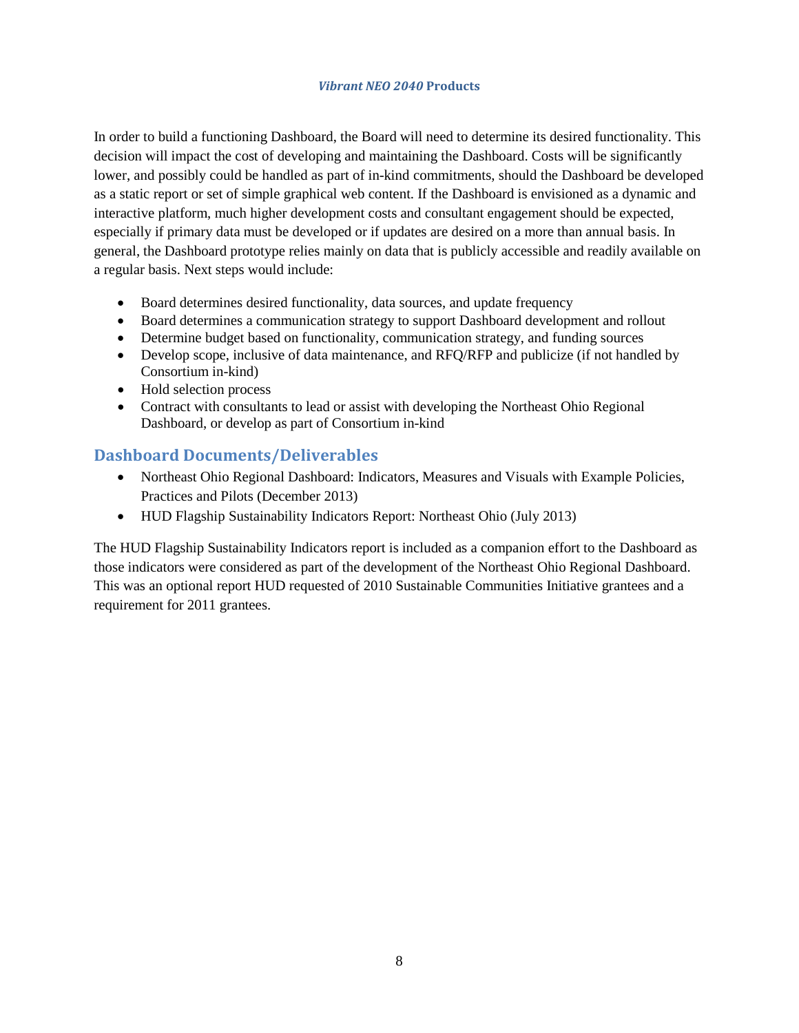In order to build a functioning Dashboard, the Board will need to determine its desired functionality. This decision will impact the cost of developing and maintaining the Dashboard. Costs will be significantly lower, and possibly could be handled as part of in-kind commitments, should the Dashboard be developed as a static report or set of simple graphical web content. If the Dashboard is envisioned as a dynamic and interactive platform, much higher development costs and consultant engagement should be expected, especially if primary data must be developed or if updates are desired on a more than annual basis. In general, the Dashboard prototype relies mainly on data that is publicly accessible and readily available on a regular basis. Next steps would include:

- Board determines desired functionality, data sources, and update frequency
- Board determines a communication strategy to support Dashboard development and rollout
- Determine budget based on functionality, communication strategy, and funding sources
- Develop scope, inclusive of data maintenance, and RFQ/RFP and publicize (if not handled by Consortium in-kind)
- Hold selection process
- Contract with consultants to lead or assist with developing the Northeast Ohio Regional Dashboard, or develop as part of Consortium in-kind

## Dashboard Documents/Deliverables

- Northeast Ohio Regional Dashboard: Indicators, Measures and Visuals with Example Policies, Practices and Pilots (December 2013)
- HUD Flagship Sustainability Indicators Report: Northeast Ohio (July 2013)

The HUD Flagship Sustainability Indicators report is included as a companion effort to the Dashboard as those indicators were considered as part of the development of the Northeast Ohio Regional Dashboard. This was an optional report HUD requested of 2010 Sustainable Communities Initiative grantees and a requirement for 2011 grantees.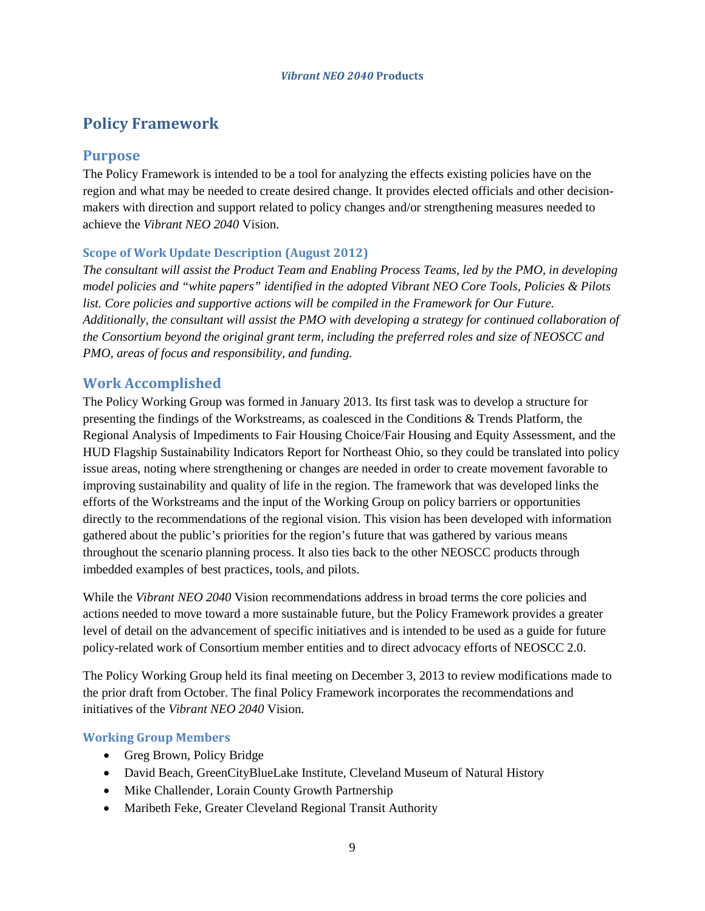## Policy Framework

### Purpose

The Policy Framework is intended to be a tool for analyzing the effects existing policies have on the region and what may be needed to create desired change. It provides elected officials and other decision-makers with direction and support related to policy changes and/or strengthening measures needed to achieve the *Vibrant NEO 2040* Vision.

#### Scope of Work Update Description (August 2012)

*The consultant will assist the Product Team and Enabling Process Teams, led by the PMO, in developing model policies and "white papers" identified in the adopted Vibrant NEO Core Tools, Policies & Pilots list. Core policies and supportive actions will be compiled in the Framework for Our Future. Additionally, the consultant will assist the PMO with developing a strategy for continued collaboration of the Consortium beyond the original grant term, including the preferred roles and size of NEOSCC and PMO, areas of focus and responsibility, and funding.*

### Work Accomplished

The Policy Working Group was formed in January 2013. Its first task was to develop a structure for presenting the findings of the Workstreams, as coalesced in the Conditions & Trends Platform, the Regional Analysis of Impediments to Fair Housing Choice/Fair Housing and Equity Assessment, and the HUD Flagship Sustainability Indicators Report for Northeast Ohio, so they could be translated into policy issue areas, noting where strengthening or changes are needed in order to create movement favorable to improving sustainability and quality of life in the region. The framework that was developed links the efforts of the Workstreams and the input of the Working Group on policy barriers or opportunities directly to the recommendations of the regional vision. This vision has been developed with information gathered about the public's priorities for the region's future that was gathered by various means throughout the scenario planning process. It also ties back to the other NEOSCC products through imbedded examples of best practices, tools, and pilots.

While the *Vibrant NEO 2040* Vision recommendations address in broad terms the core policies and actions needed to move toward a more sustainable future, but the Policy Framework provides a greater level of detail on the advancement of specific initiatives and is intended to be used as a guide for future policy-related work of Consortium member entities and to direct advocacy efforts of NEOSCC 2.0.

The Policy Working Group held its final meeting on December 3, 2013 to review modifications made to the prior draft from October. The final Policy Framework incorporates the recommendations and initiatives of the *Vibrant NEO 2040* Vision.

#### Working Group Members

- Greg Brown, Policy Bridge
- David Beach, GreenCityBlueLake Institute, Cleveland Museum of Natural History
- Mike Challender, Lorain County Growth Partnership
- Maribeth Feke, Greater Cleveland Regional Transit Authority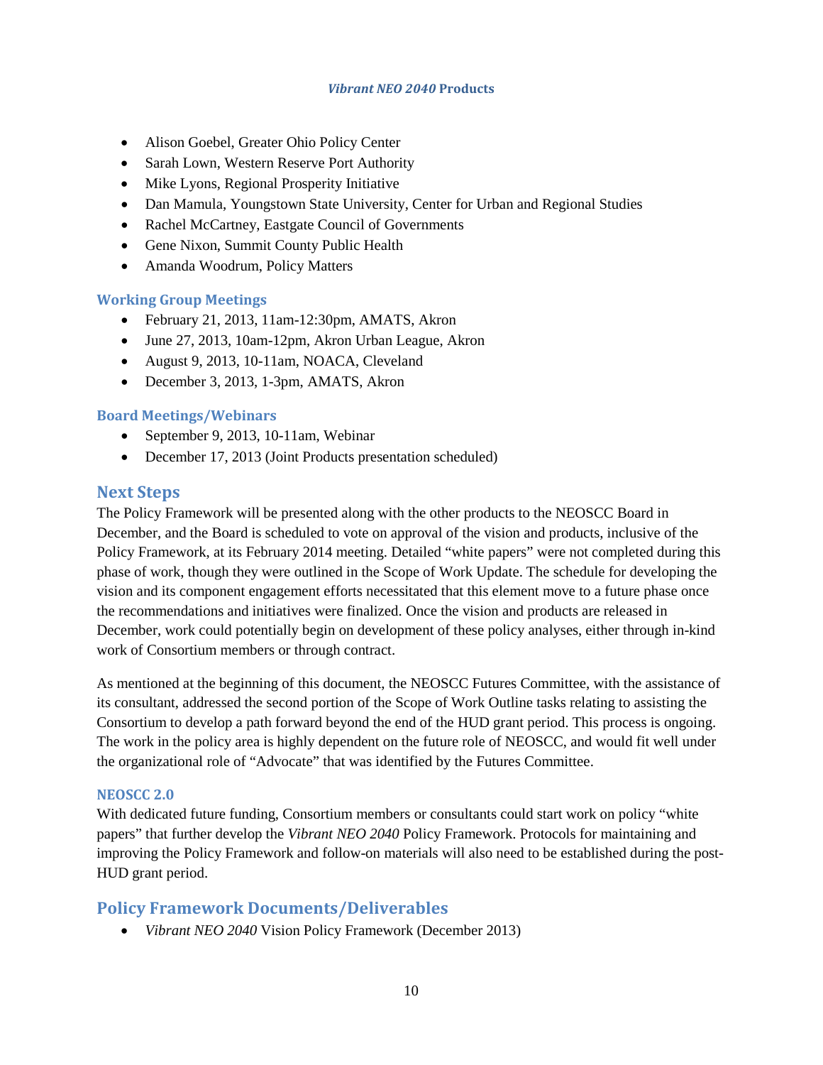- Alison Goebel, Greater Ohio Policy Center
- Sarah Lown, Western Reserve Port Authority
- Mike Lyons, Regional Prosperity Initiative
- Dan Mamula, Youngstown State University, Center for Urban and Regional Studies
- Rachel McCartney, Eastgate Council of Governments
- Gene Nixon, Summit County Public Health
- Amanda Woodrum, Policy Matters

### Working Group Meetings

- February 21, 2013, 11am-12:30pm, AMATS, Akron
- June 27, 2013, 10am-12pm, Akron Urban League, Akron
- August 9, 2013, 10-11am, NOACA, Cleveland
- December 3, 2013, 1-3pm, AMATS, Akron

### Board Meetings/Webinars

- September 9, 2013, 10-11am, Webinar
- December 17, 2013 (Joint Products presentation scheduled)

## Next Steps

The Policy Framework will be presented along with the other products to the NEOSCC Board in December, and the Board is scheduled to vote on approval of the vision and products, inclusive of the Policy Framework, at its February 2014 meeting. Detailed "white papers" were not completed during this phase of work, though they were outlined in the Scope of Work Update. The schedule for developing the vision and its component engagement efforts necessitated that this element move to a future phase once the recommendations and initiatives were finalized. Once the vision and products are released in December, work could potentially begin on development of these policy analyses, either through in-kind work of Consortium members or through contract.

As mentioned at the beginning of this document, the NEOSCC Futures Committee, with the assistance of its consultant, addressed the second portion of the Scope of Work Outline tasks relating to assisting the Consortium to develop a path forward beyond the end of the HUD grant period. This process is ongoing. The work in the policy area is highly dependent on the future role of NEOSCC, and would fit well under the organizational role of "Advocate" that was identified by the Futures Committee.

#### NEOSCC 2.0

With dedicated future funding, Consortium members or consultants could start work on policy "white papers" that further develop the *Vibrant NEO 2040* Policy Framework. Protocols for maintaining and improving the Policy Framework and follow-on materials will also need to be established during the post-HUD grant period.

## Policy Framework Documents/Deliverables

- *Vibrant NEO 2040* Vision Policy Framework (December 2013)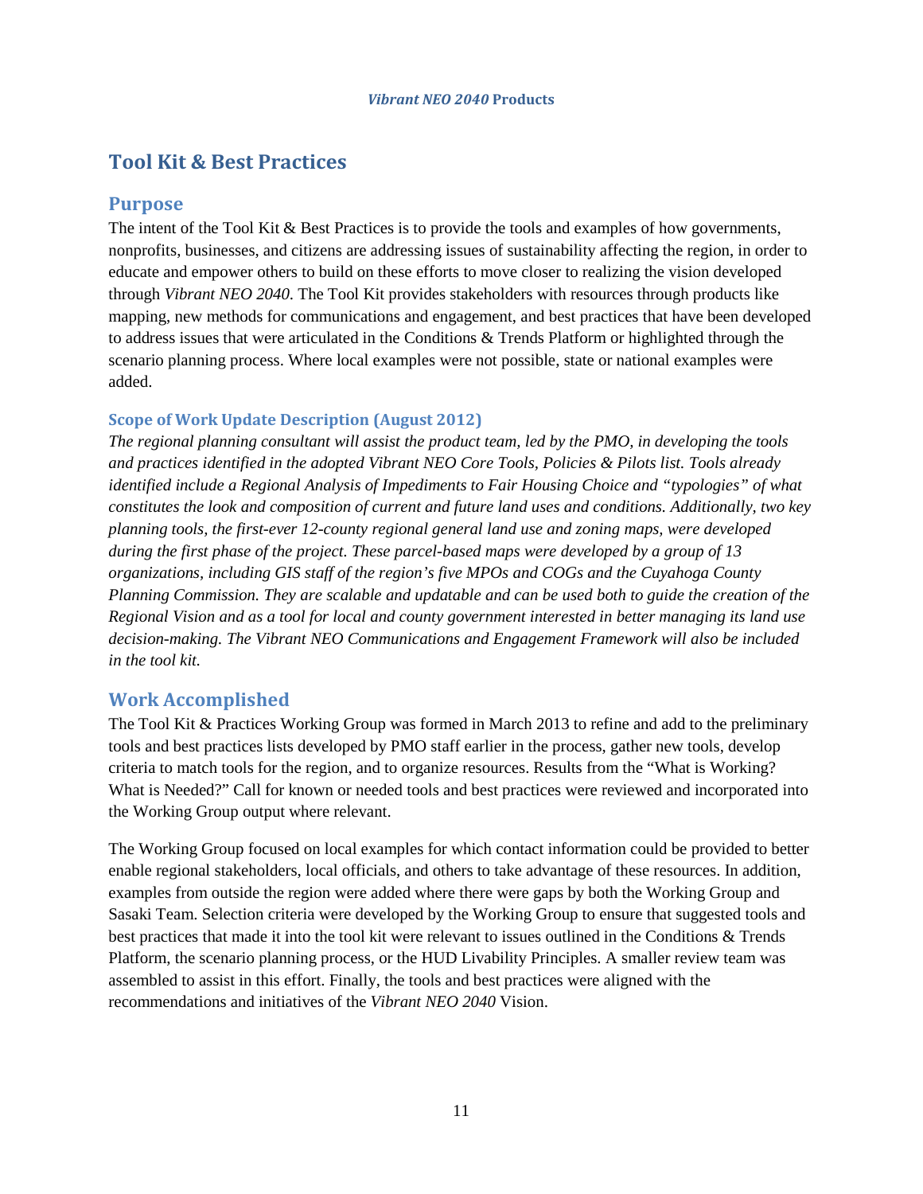# Tool Kit & Best Practices

## Purpose

The intent of the Tool Kit & Best Practices is to provide the tools and examples of how governments, nonprofits, businesses, and citizens are addressing issues of sustainability affecting the region, in order to educate and empower others to build on these efforts to move closer to realizing the vision developed through *Vibrant NEO 2040*. The Tool Kit provides stakeholders with resources through products like mapping, new methods for communications and engagement, and best practices that have been developed to address issues that were articulated in the Conditions & Trends Platform or highlighted through the scenario planning process. Where local examples were not possible, state or national examples were added.

### Scope of Work Update Description (August 2012)

*The regional planning consultant will assist the product team, led by the PMO, in developing the tools and practices identified in the adopted Vibrant NEO Core Tools, Policies & Pilots list. Tools already identified include a Regional Analysis of Impediments to Fair Housing Choice and "typologies" of what constitutes the look and composition of current and future land uses and conditions. Additionally, two key planning tools, the first-ever 12-county regional general land use and zoning maps, were developed during the first phase of the project. These parcel-based maps were developed by a group of 13 organizations, including GIS staff of the region's five MPOs and COGs and the Cuyahoga County Planning Commission. They are scalable and updatable and can be used both to guide the creation of the Regional Vision and as a tool for local and county government interested in better managing its land use decision-making. The Vibrant NEO Communications and Engagement Framework will also be included in the tool kit.*

## Work Accomplished

The Tool Kit & Practices Working Group was formed in March 2013 to refine and add to the preliminary tools and best practices lists developed by PMO staff earlier in the process, gather new tools, develop criteria to match tools for the region, and to organize resources. Results from the "What is Working? What is Needed?" Call for known or needed tools and best practices were reviewed and incorporated into the Working Group output where relevant.

The Working Group focused on local examples for which contact information could be provided to better enable regional stakeholders, local officials, and others to take advantage of these resources. In addition, examples from outside the region were added where there were gaps by both the Working Group and Sasaki Team. Selection criteria were developed by the Working Group to ensure that suggested tools and best practices that made it into the tool kit were relevant to issues outlined in the Conditions & Trends Platform, the scenario planning process, or the HUD Livability Principles. A smaller review team was assembled to assist in this effort. Finally, the tools and best practices were aligned with the recommendations and initiatives of the *Vibrant NEO 2040* Vision.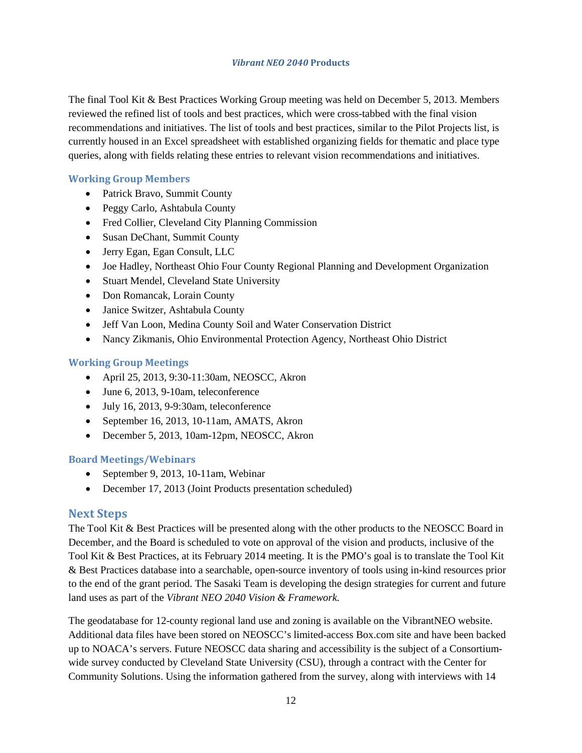### *Vibrant NEO 2040* Products

The final Tool Kit & Best Practices Working Group meeting was held on December 5, 2013. Members reviewed the refined list of tools and best practices, which were cross-tabbed with the final vision recommendations and initiatives. The list of tools and best practices, similar to the Pilot Projects list, is currently housed in an Excel spreadsheet with established organizing fields for thematic and place type queries, along with fields relating these entries to relevant vision recommendations and initiatives.

#### Working Group Members

- Patrick Bravo, Summit County
- Peggy Carlo, Ashtabula County
- Fred Collier, Cleveland City Planning Commission
- Susan DeChant, Summit County
- Jerry Egan, Egan Consult, LLC
- Joe Hadley, Northeast Ohio Four County Regional Planning and Development Organization
- Stuart Mendel, Cleveland State University
- Don Romancak, Lorain County
- Janice Switzer, Ashtabula County
- Jeff Van Loon, Medina County Soil and Water Conservation District
- Nancy Zikmanis, Ohio Environmental Protection Agency, Northeast Ohio District

#### Working Group Meetings

- April 25, 2013, 9:30-11:30am, NEOSCC, Akron
- June 6, 2013, 9-10am, teleconference
- July 16, 2013, 9-9:30am, teleconference
- September 16, 2013, 10-11am, AMATS, Akron
- December 5, 2013, 10am-12pm, NEOSCC, Akron

#### Board Meetings/Webinars

- September 9, 2013, 10-11am, Webinar
- December 17, 2013 (Joint Products presentation scheduled)

## Next Steps

The Tool Kit & Best Practices will be presented along with the other products to the NEOSCC Board in December, and the Board is scheduled to vote on approval of the vision and products, inclusive of the Tool Kit & Best Practices, at its February 2014 meeting. It is the PMO's goal is to translate the Tool Kit & Best Practices database into a searchable, open-source inventory of tools using in-kind resources prior to the end of the grant period. The Sasaki Team is developing the design strategies for current and future land uses as part of the *Vibrant NEO 2040 Vision & Framework.*

The geodatabase for 12-county regional land use and zoning is available on the VibrantNEO website. Additional data files have been stored on NEOSCC's limited-access Box.com site and have been backed up to NOACA's servers. Future NEOSCC data sharing and accessibility is the subject of a Consortium-wide survey conducted by Cleveland State University (CSU), through a contract with the Center for Community Solutions. Using the information gathered from the survey, along with interviews with 14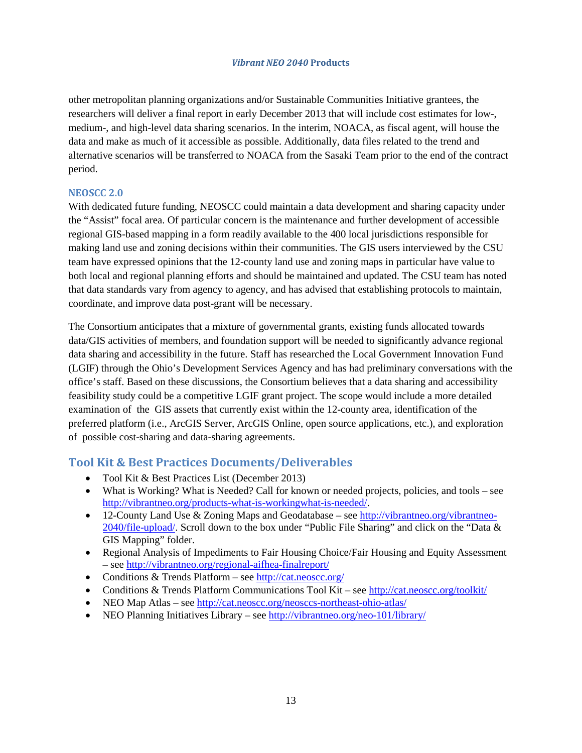other metropolitan planning organizations and/or Sustainable Communities Initiative grantees, the researchers will deliver a final report in early December 2013 that will include cost estimates for low-, medium-, and high-level data sharing scenarios. In the interim, NOACA, as fiscal agent, will house the data and make as much of it accessible as possible. Additionally, data files related to the trend and alternative scenarios will be transferred to NOACA from the Sasaki Team prior to the end of the contract period.

### NEOSCC 2.0

With dedicated future funding, NEOSCC could maintain a data development and sharing capacity under the "Assist" focal area. Of particular concern is the maintenance and further development of accessible regional GIS-based mapping in a form readily available to the 400 local jurisdictions responsible for making land use and zoning decisions within their communities. The GIS users interviewed by the CSU team have expressed opinions that the 12-county land use and zoning maps in particular have value to both local and regional planning efforts and should be maintained and updated. The CSU team has noted that data standards vary from agency to agency, and has advised that establishing protocols to maintain, coordinate, and improve data post-grant will be necessary.

The Consortium anticipates that a mixture of governmental grants, existing funds allocated towards data/GIS activities of members, and foundation support will be needed to significantly advance regional data sharing and accessibility in the future. Staff has researched the Local Government Innovation Fund (LGIF) through the Ohio's Development Services Agency and has had preliminary conversations with the office's staff. Based on these discussions, the Consortium believes that a data sharing and accessibility feasibility study could be a competitive LGIF grant project. The scope would include a more detailed examination of the GIS assets that currently exist within the 12-county area, identification of the preferred platform (i.e., ArcGIS Server, ArcGIS Online, open source applications, etc.), and exploration of possible cost-sharing and data-sharing agreements.

## Tool Kit & Best Practices Documents/Deliverables

- Tool Kit & Best Practices List (December 2013)
- What is Working? What is Needed? Call for known or needed projects, policies, and tools – see http://vibrantneo.org/products-what-is-workingwhat-is-needed/.
- 12-County Land Use & Zoning Maps and Geodatabase – see http://vibrantneo.org/vibrantneo-2040/file-upload/. Scroll down to the box under "Public File Sharing" and click on the "Data & GIS Mapping" folder.
- Regional Analysis of Impediments to Fair Housing Choice/Fair Housing and Equity Assessment – see http://vibrantneo.org/regional-aifhea-finalreport/
- Conditions & Trends Platform – see http://cat.neoscc.org/
- Conditions & Trends Platform Communications Tool Kit – see http://cat.neoscc.org/toolkit/
- NEO Map Atlas – see http://cat.neoscc.org/neosccs-northeast-ohio-atlas/
- NEO Planning Initiatives Library – see http://vibrantneo.org/neo-101/library/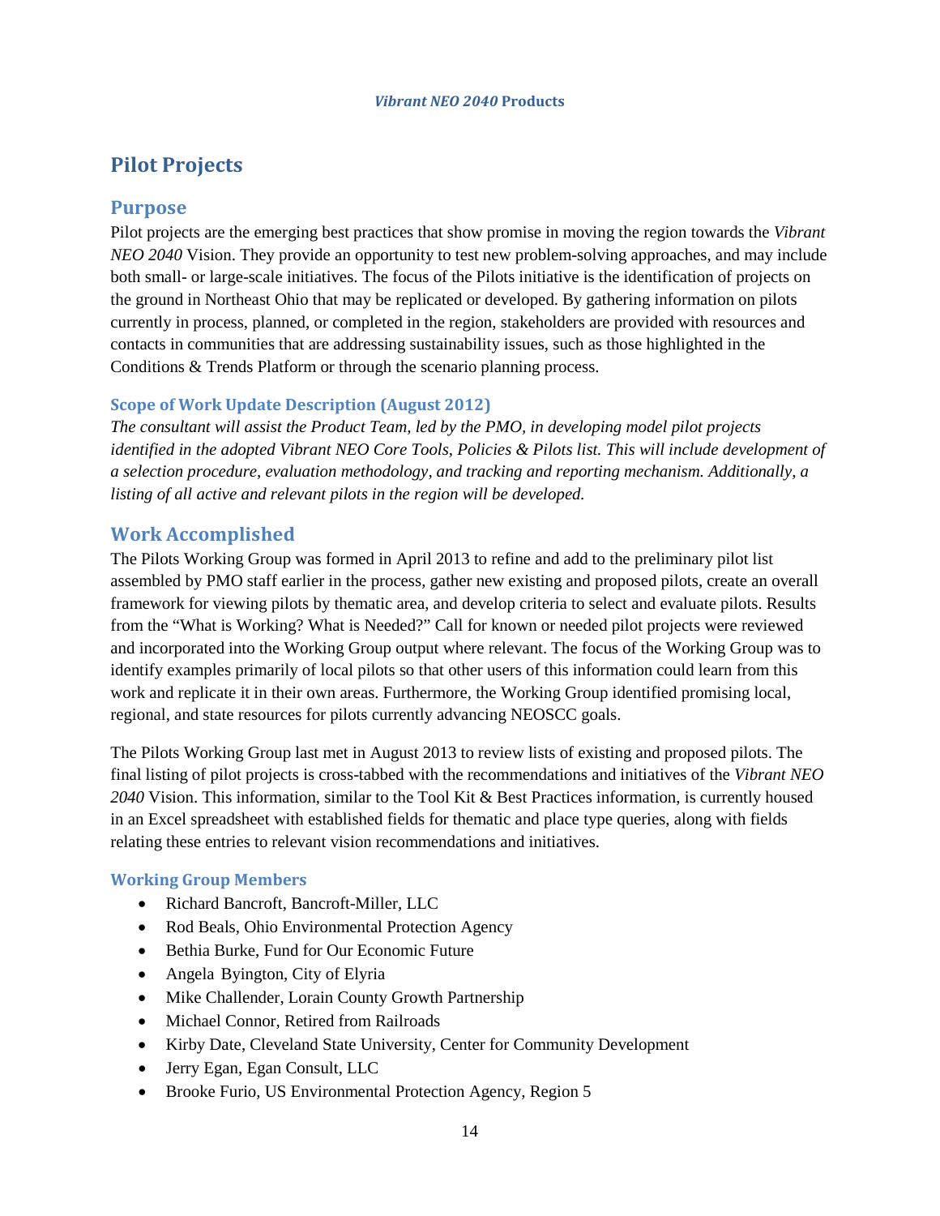## Pilot Projects

### Purpose

Pilot projects are the emerging best practices that show promise in moving the region towards the *Vibrant NEO 2040* Vision. They provide an opportunity to test new problem-solving approaches, and may include both small- or large-scale initiatives. The focus of the Pilots initiative is the identification of projects on the ground in Northeast Ohio that may be replicated or developed. By gathering information on pilots currently in process, planned, or completed in the region, stakeholders are provided with resources and contacts in communities that are addressing sustainability issues, such as those highlighted in the Conditions & Trends Platform or through the scenario planning process.

#### Scope of Work Update Description (August 2012)

*The consultant will assist the Product Team, led by the PMO, in developing model pilot projects identified in the adopted Vibrant NEO Core Tools, Policies & Pilots list. This will include development of a selection procedure, evaluation methodology, and tracking and reporting mechanism. Additionally, a listing of all active and relevant pilots in the region will be developed.*

### Work Accomplished

The Pilots Working Group was formed in April 2013 to refine and add to the preliminary pilot list assembled by PMO staff earlier in the process, gather new existing and proposed pilots, create an overall framework for viewing pilots by thematic area, and develop criteria to select and evaluate pilots. Results from the "What is Working? What is Needed?" Call for known or needed pilot projects were reviewed and incorporated into the Working Group output where relevant. The focus of the Working Group was to identify examples primarily of local pilots so that other users of this information could learn from this work and replicate it in their own areas. Furthermore, the Working Group identified promising local, regional, and state resources for pilots currently advancing NEOSCC goals.

The Pilots Working Group last met in August 2013 to review lists of existing and proposed pilots. The final listing of pilot projects is cross-tabbed with the recommendations and initiatives of the *Vibrant NEO 2040* Vision. This information, similar to the Tool Kit & Best Practices information, is currently housed in an Excel spreadsheet with established fields for thematic and place type queries, along with fields relating these entries to relevant vision recommendations and initiatives.

#### Working Group Members

- Richard Bancroft, Bancroft-Miller, LLC
- Rod Beals, Ohio Environmental Protection Agency
- Bethia Burke, Fund for Our Economic Future
- Angela Byington, City of Elyria
- Mike Challender, Lorain County Growth Partnership
- Michael Connor, Retired from Railroads
- Kirby Date, Cleveland State University, Center for Community Development
- Jerry Egan, Egan Consult, LLC
- Brooke Furio, US Environmental Protection Agency, Region 5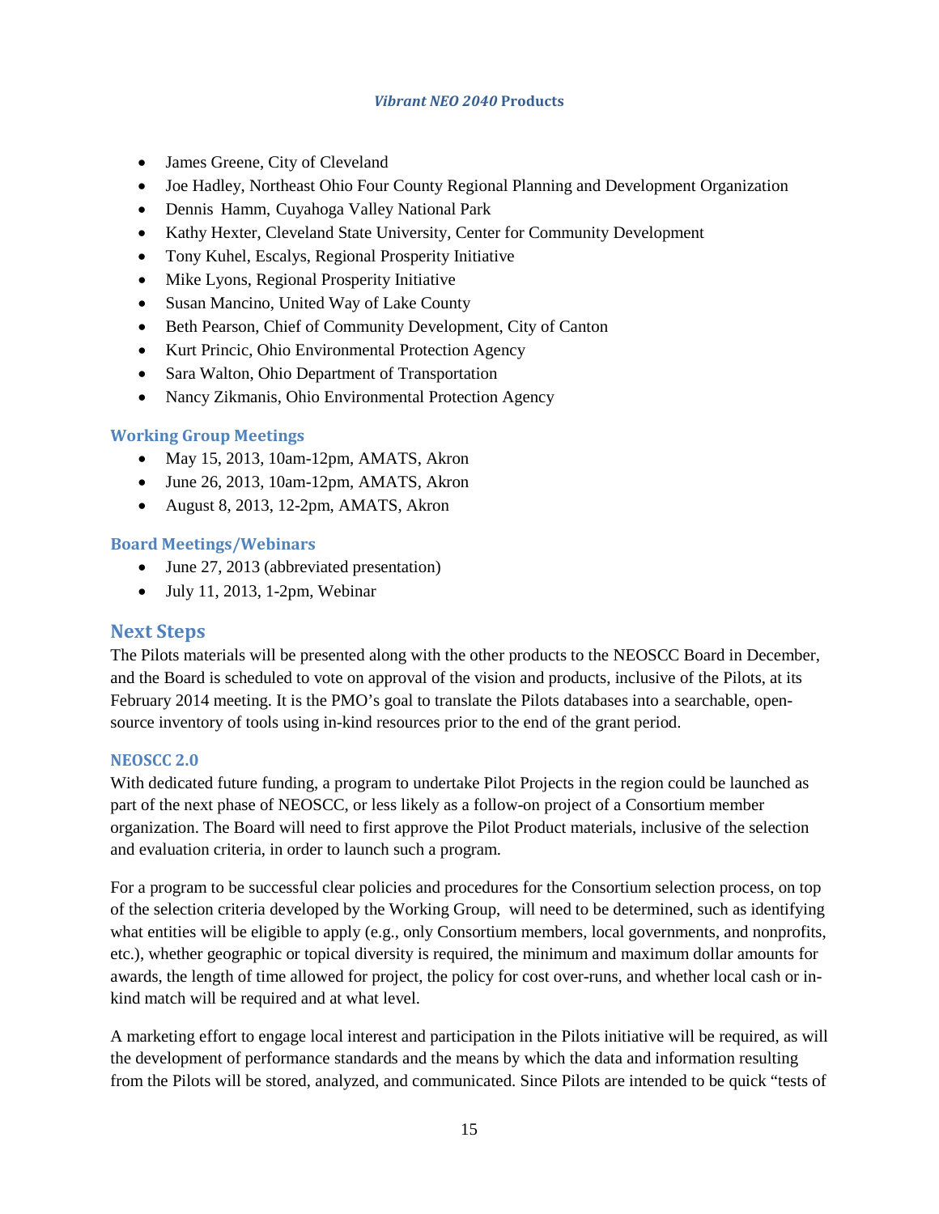- James Greene, City of Cleveland
- Joe Hadley, Northeast Ohio Four County Regional Planning and Development Organization
- Dennis Hamm, Cuyahoga Valley National Park
- Kathy Hexter, Cleveland State University, Center for Community Development
- Tony Kuhel, Escalys, Regional Prosperity Initiative
- Mike Lyons, Regional Prosperity Initiative
- Susan Mancino, United Way of Lake County
- Beth Pearson, Chief of Community Development, City of Canton
- Kurt Princic, Ohio Environmental Protection Agency
- Sara Walton, Ohio Department of Transportation
- Nancy Zikmanis, Ohio Environmental Protection Agency

### Working Group Meetings

- May 15, 2013, 10am-12pm, AMATS, Akron
- June 26, 2013, 10am-12pm, AMATS, Akron
- August 8, 2013, 12-2pm, AMATS, Akron

### Board Meetings/Webinars

- June 27, 2013 (abbreviated presentation)
- July 11, 2013, 1-2pm, Webinar

## Next Steps

The Pilots materials will be presented along with the other products to the NEOSCC Board in December, and the Board is scheduled to vote on approval of the vision and products, inclusive of the Pilots, at its February 2014 meeting. It is the PMO's goal to translate the Pilots databases into a searchable, open-source inventory of tools using in-kind resources prior to the end of the grant period.

### NEOSCC 2.0

With dedicated future funding, a program to undertake Pilot Projects in the region could be launched as part of the next phase of NEOSCC, or less likely as a follow-on project of a Consortium member organization. The Board will need to first approve the Pilot Product materials, inclusive of the selection and evaluation criteria, in order to launch such a program.

For a program to be successful clear policies and procedures for the Consortium selection process, on top of the selection criteria developed by the Working Group, will need to be determined, such as identifying what entities will be eligible to apply (e.g., only Consortium members, local governments, and nonprofits, etc.), whether geographic or topical diversity is required, the minimum and maximum dollar amounts for awards, the length of time allowed for project, the policy for cost over-runs, and whether local cash or in-kind match will be required and at what level.

A marketing effort to engage local interest and participation in the Pilots initiative will be required, as will the development of performance standards and the means by which the data and information resulting from the Pilots will be stored, analyzed, and communicated. Since Pilots are intended to be quick "tests of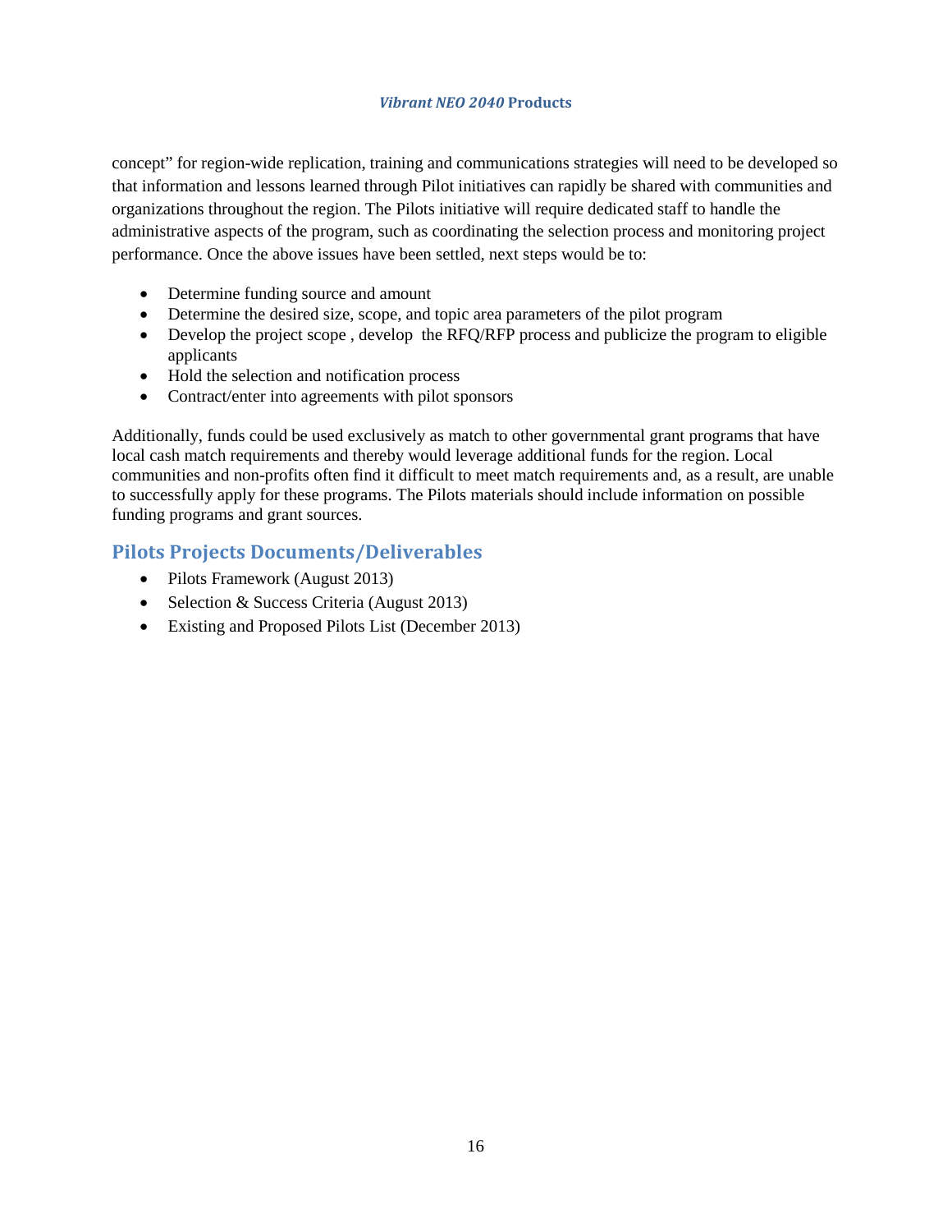concept" for region-wide replication, training and communications strategies will need to be developed so that information and lessons learned through Pilot initiatives can rapidly be shared with communities and organizations throughout the region. The Pilots initiative will require dedicated staff to handle the administrative aspects of the program, such as coordinating the selection process and monitoring project performance. Once the above issues have been settled, next steps would be to:

- Determine funding source and amount
- Determine the desired size, scope, and topic area parameters of the pilot program
- Develop the project scope , develop the RFQ/RFP process and publicize the program to eligible applicants
- Hold the selection and notification process
- Contract/enter into agreements with pilot sponsors

Additionally, funds could be used exclusively as match to other governmental grant programs that have local cash match requirements and thereby would leverage additional funds for the region. Local communities and non-profits often find it difficult to meet match requirements and, as a result, are unable to successfully apply for these programs. The Pilots materials should include information on possible funding programs and grant sources.

## Pilots Projects Documents/Deliverables

- Pilots Framework (August 2013)
- Selection & Success Criteria (August 2013)
- Existing and Proposed Pilots List (December 2013)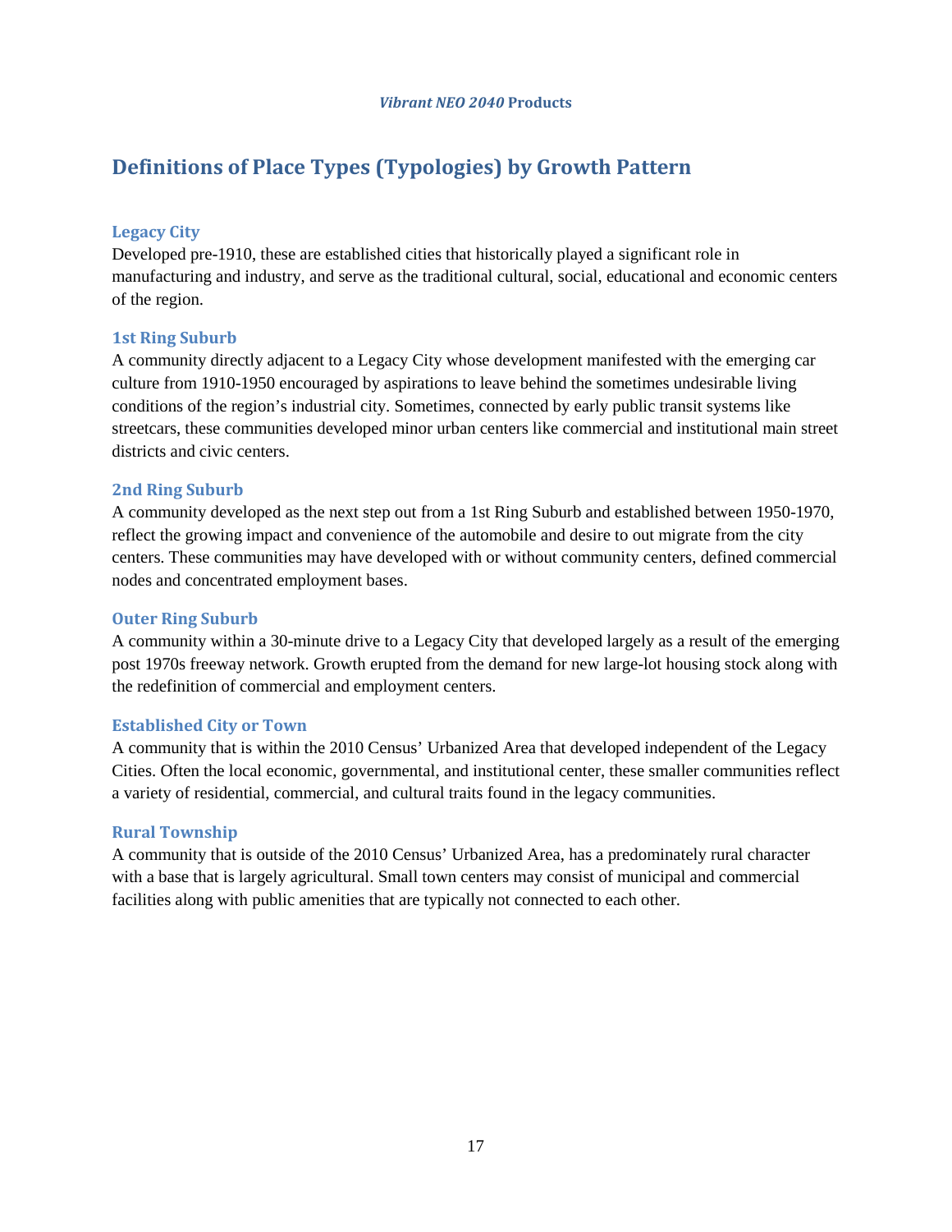## Definitions of Place Types (Typologies) by Growth Pattern

### Legacy City

Developed pre-1910, these are established cities that historically played a significant role in manufacturing and industry, and serve as the traditional cultural, social, educational and economic centers of the region.

### 1st Ring Suburb

A community directly adjacent to a Legacy City whose development manifested with the emerging car culture from 1910-1950 encouraged by aspirations to leave behind the sometimes undesirable living conditions of the region's industrial city. Sometimes, connected by early public transit systems like streetcars, these communities developed minor urban centers like commercial and institutional main street districts and civic centers.

### 2nd Ring Suburb

A community developed as the next step out from a 1st Ring Suburb and established between 1950-1970, reflect the growing impact and convenience of the automobile and desire to out migrate from the city centers. These communities may have developed with or without community centers, defined commercial nodes and concentrated employment bases.

### Outer Ring Suburb

A community within a 30-minute drive to a Legacy City that developed largely as a result of the emerging post 1970s freeway network. Growth erupted from the demand for new large-lot housing stock along with the redefinition of commercial and employment centers.

### Established City or Town

A community that is within the 2010 Census' Urbanized Area that developed independent of the Legacy Cities. Often the local economic, governmental, and institutional center, these smaller communities reflect a variety of residential, commercial, and cultural traits found in the legacy communities.

### Rural Township

A community that is outside of the 2010 Census' Urbanized Area, has a predominately rural character with a base that is largely agricultural. Small town centers may consist of municipal and commercial facilities along with public amenities that are typically not connected to each other.